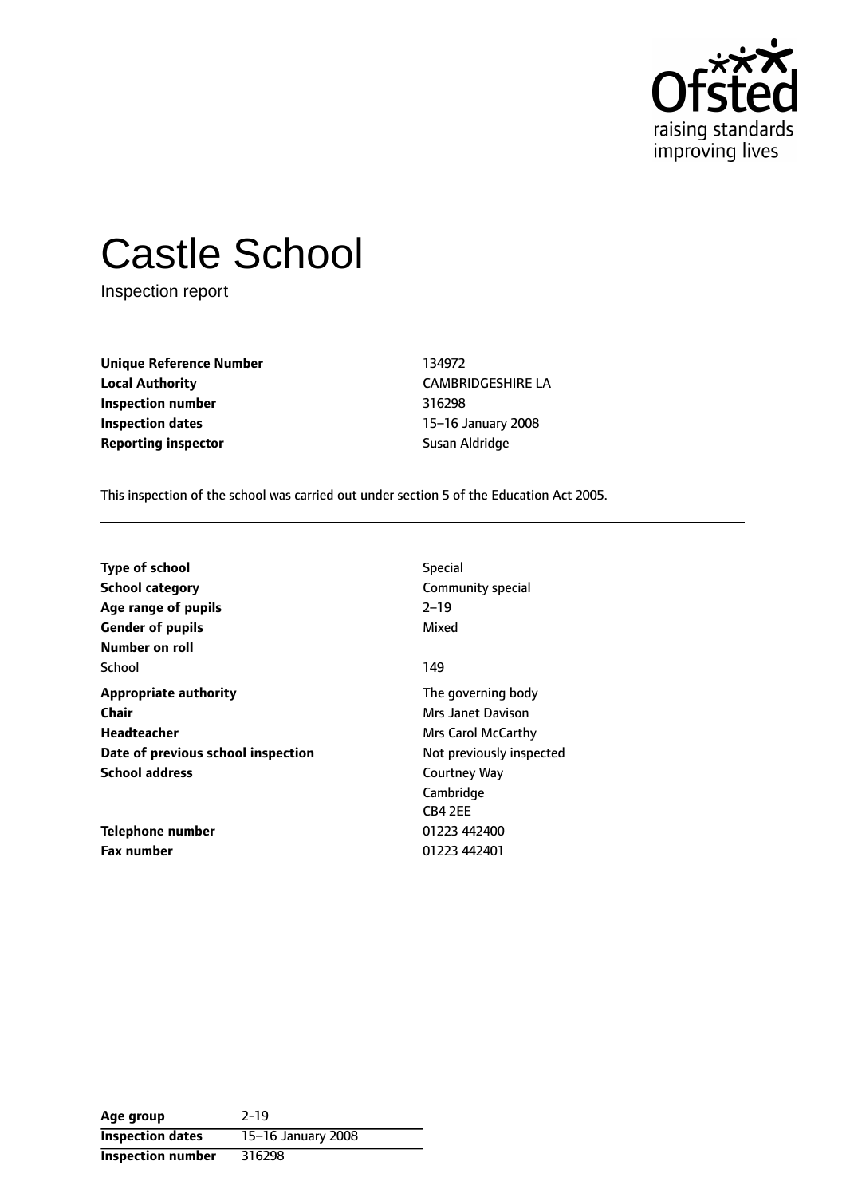# Castle School

Inspection report

| | |
|---|---|
| **Unique Reference Number** | 134972 |
| **Local Authority** | CAMBRIDGESHIRE LA |
| **Inspection number** | 316298 |
| **Inspection dates** | 15–16 January 2008 |
| **Reporting inspector** | Susan Aldridge |

This inspection of the school was carried out under section 5 of the Education Act 2005.

| | |
|---|---|
| **Type of school** | Special |
| **School category** | Community special |
| **Age range of pupils** | 2–19 |
| **Gender of pupils** | Mixed |
| **Number on roll** | |
| School | 149 |
| **Appropriate authority** | The governing body |
| **Chair** | Mrs Janet Davison |
| **Headteacher** | Mrs Carol McCarthy |
| **Date of previous school inspection** | Not previously inspected |
| **School address** | Courtney Way<br>Cambridge<br>CB4 2EE |
| **Telephone number** | 01223 442400 |
| **Fax number** | 01223 442401 |

| | |
|---|---|
| **Age group** | 2-19 |
| **Inspection dates** | 15–16 January 2008 |
| **Inspection number** | 316298 |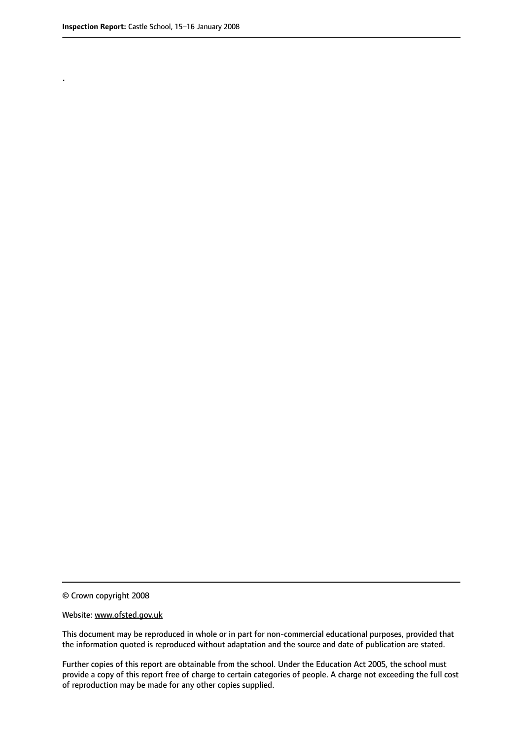.

© Crown copyright 2008

Website: www.ofsted.gov.uk

This document may be reproduced in whole or in part for non-commercial educational purposes, provided that the information quoted is reproduced without adaptation and the source and date of publication are stated.

Further copies of this report are obtainable from the school. Under the Education Act 2005, the school must provide a copy of this report free of charge to certain categories of people. A charge not exceeding the full cost of reproduction may be made for any other copies supplied.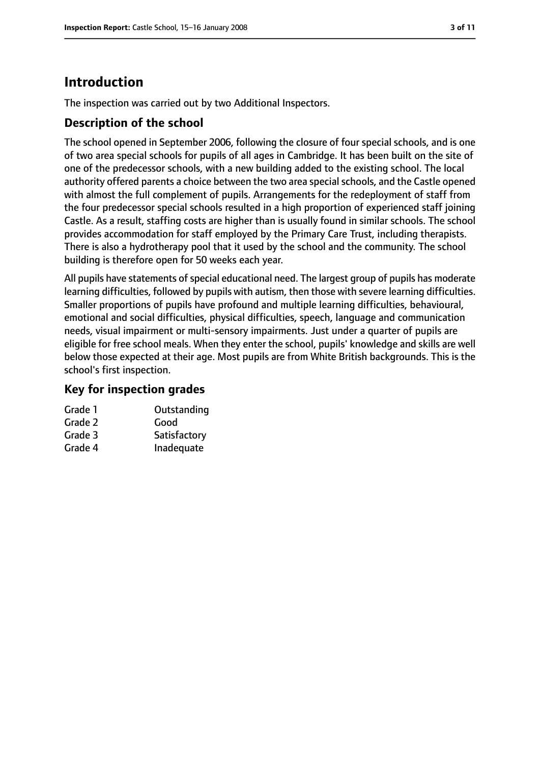# Introduction

The inspection was carried out by two Additional Inspectors.

## Description of the school

The school opened in September 2006, following the closure of four special schools, and is one of two area special schools for pupils of all ages in Cambridge. It has been built on the site of one of the predecessor schools, with a new building added to the existing school. The local authority offered parents a choice between the two area special schools, and the Castle opened with almost the full complement of pupils. Arrangements for the redeployment of staff from the four predecessor special schools resulted in a high proportion of experienced staff joining Castle. As a result, staffing costs are higher than is usually found in similar schools. The school provides accommodation for staff employed by the Primary Care Trust, including therapists. There is also a hydrotherapy pool that it used by the school and the community. The school building is therefore open for 50 weeks each year.

All pupils have statements of special educational need. The largest group of pupils has moderate learning difficulties, followed by pupils with autism, then those with severe learning difficulties. Smaller proportions of pupils have profound and multiple learning difficulties, behavioural, emotional and social difficulties, physical difficulties, speech, language and communication needs, visual impairment or multi-sensory impairments. Just under a quarter of pupils are eligible for free school meals. When they enter the school, pupils' knowledge and skills are well below those expected at their age. Most pupils are from White British backgrounds. This is the school's first inspection.

## Key for inspection grades

| | |
|---|---|
| Grade 1 | Outstanding |
| Grade 2 | Good |
| Grade 3 | Satisfactory |
| Grade 4 | Inadequate |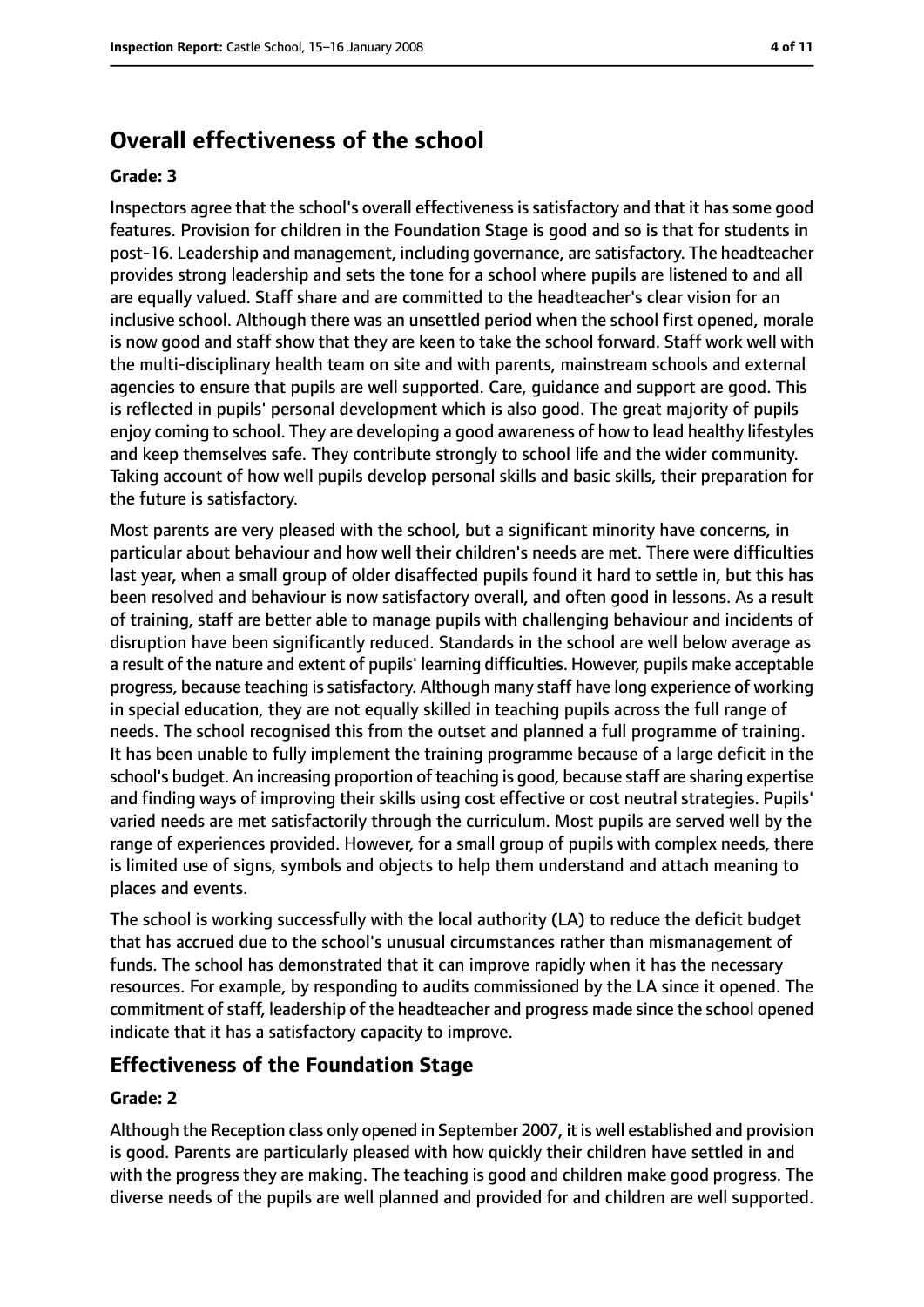# Overall effectiveness of the school

**Grade: 3**

Inspectors agree that the school's overall effectiveness is satisfactory and that it has some good features. Provision for children in the Foundation Stage is good and so is that for students in post-16. Leadership and management, including governance, are satisfactory. The headteacher provides strong leadership and sets the tone for a school where pupils are listened to and all are equally valued. Staff share and are committed to the headteacher's clear vision for an inclusive school. Although there was an unsettled period when the school first opened, morale is now good and staff show that they are keen to take the school forward. Staff work well with the multi-disciplinary health team on site and with parents, mainstream schools and external agencies to ensure that pupils are well supported. Care, guidance and support are good. This is reflected in pupils' personal development which is also good. The great majority of pupils enjoy coming to school. They are developing a good awareness of how to lead healthy lifestyles and keep themselves safe. They contribute strongly to school life and the wider community. Taking account of how well pupils develop personal skills and basic skills, their preparation for the future is satisfactory.

Most parents are very pleased with the school, but a significant minority have concerns, in particular about behaviour and how well their children's needs are met. There were difficulties last year, when a small group of older disaffected pupils found it hard to settle in, but this has been resolved and behaviour is now satisfactory overall, and often good in lessons. As a result of training, staff are better able to manage pupils with challenging behaviour and incidents of disruption have been significantly reduced. Standards in the school are well below average as a result of the nature and extent of pupils' learning difficulties. However, pupils make acceptable progress, because teaching is satisfactory. Although many staff have long experience of working in special education, they are not equally skilled in teaching pupils across the full range of needs. The school recognised this from the outset and planned a full programme of training. It has been unable to fully implement the training programme because of a large deficit in the school's budget. An increasing proportion of teaching is good, because staff are sharing expertise and finding ways of improving their skills using cost effective or cost neutral strategies. Pupils' varied needs are met satisfactorily through the curriculum. Most pupils are served well by the range of experiences provided. However, for a small group of pupils with complex needs, there is limited use of signs, symbols and objects to help them understand and attach meaning to places and events.

The school is working successfully with the local authority (LA) to reduce the deficit budget that has accrued due to the school's unusual circumstances rather than mismanagement of funds. The school has demonstrated that it can improve rapidly when it has the necessary resources. For example, by responding to audits commissioned by the LA since it opened. The commitment of staff, leadership of the headteacher and progress made since the school opened indicate that it has a satisfactory capacity to improve.

## Effectiveness of the Foundation Stage

**Grade: 2**

Although the Reception class only opened in September 2007, it is well established and provision is good. Parents are particularly pleased with how quickly their children have settled in and with the progress they are making. The teaching is good and children make good progress. The diverse needs of the pupils are well planned and provided for and children are well supported.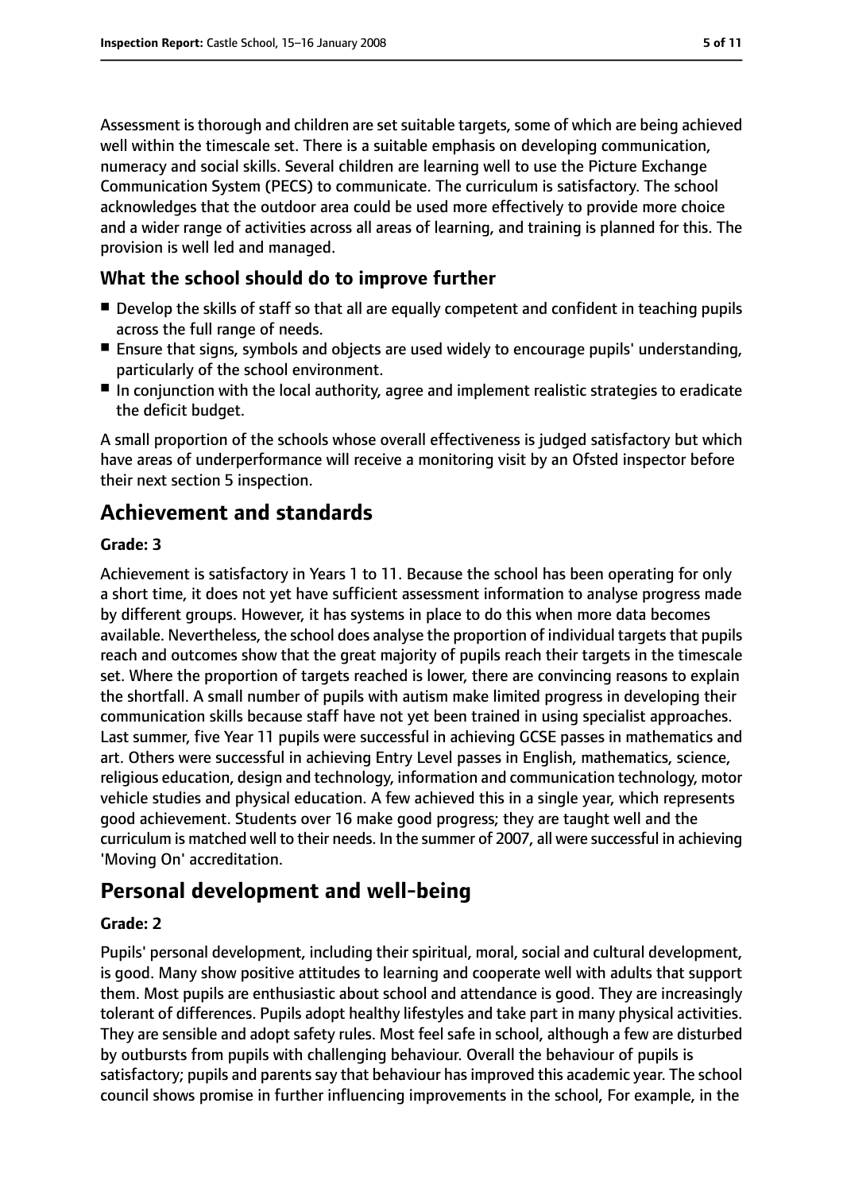Assessment is thorough and children are set suitable targets, some of which are being achieved well within the timescale set. There is a suitable emphasis on developing communication, numeracy and social skills. Several children are learning well to use the Picture Exchange Communication System (PECS) to communicate. The curriculum is satisfactory. The school acknowledges that the outdoor area could be used more effectively to provide more choice and a wider range of activities across all areas of learning, and training is planned for this. The provision is well led and managed.

### What the school should do to improve further

- Develop the skills of staff so that all are equally competent and confident in teaching pupils across the full range of needs.
- Ensure that signs, symbols and objects are used widely to encourage pupils' understanding, particularly of the school environment.
- In conjunction with the local authority, agree and implement realistic strategies to eradicate the deficit budget.

A small proportion of the schools whose overall effectiveness is judged satisfactory but which have areas of underperformance will receive a monitoring visit by an Ofsted inspector before their next section 5 inspection.

## Achievement and standards

#### Grade: 3

Achievement is satisfactory in Years 1 to 11. Because the school has been operating for only a short time, it does not yet have sufficient assessment information to analyse progress made by different groups. However, it has systems in place to do this when more data becomes available. Nevertheless, the school does analyse the proportion of individual targets that pupils reach and outcomes show that the great majority of pupils reach their targets in the timescale set. Where the proportion of targets reached is lower, there are convincing reasons to explain the shortfall. A small number of pupils with autism make limited progress in developing their communication skills because staff have not yet been trained in using specialist approaches. Last summer, five Year 11 pupils were successful in achieving GCSE passes in mathematics and art. Others were successful in achieving Entry Level passes in English, mathematics, science, religious education, design and technology, information and communication technology, motor vehicle studies and physical education. A few achieved this in a single year, which represents good achievement. Students over 16 make good progress; they are taught well and the curriculum is matched well to their needs. In the summer of 2007, all were successful in achieving 'Moving On' accreditation.

## Personal development and well-being

#### Grade: 2

Pupils' personal development, including their spiritual, moral, social and cultural development, is good. Many show positive attitudes to learning and cooperate well with adults that support them. Most pupils are enthusiastic about school and attendance is good. They are increasingly tolerant of differences. Pupils adopt healthy lifestyles and take part in many physical activities. They are sensible and adopt safety rules. Most feel safe in school, although a few are disturbed by outbursts from pupils with challenging behaviour. Overall the behaviour of pupils is satisfactory; pupils and parents say that behaviour has improved this academic year. The school council shows promise in further influencing improvements in the school, For example, in the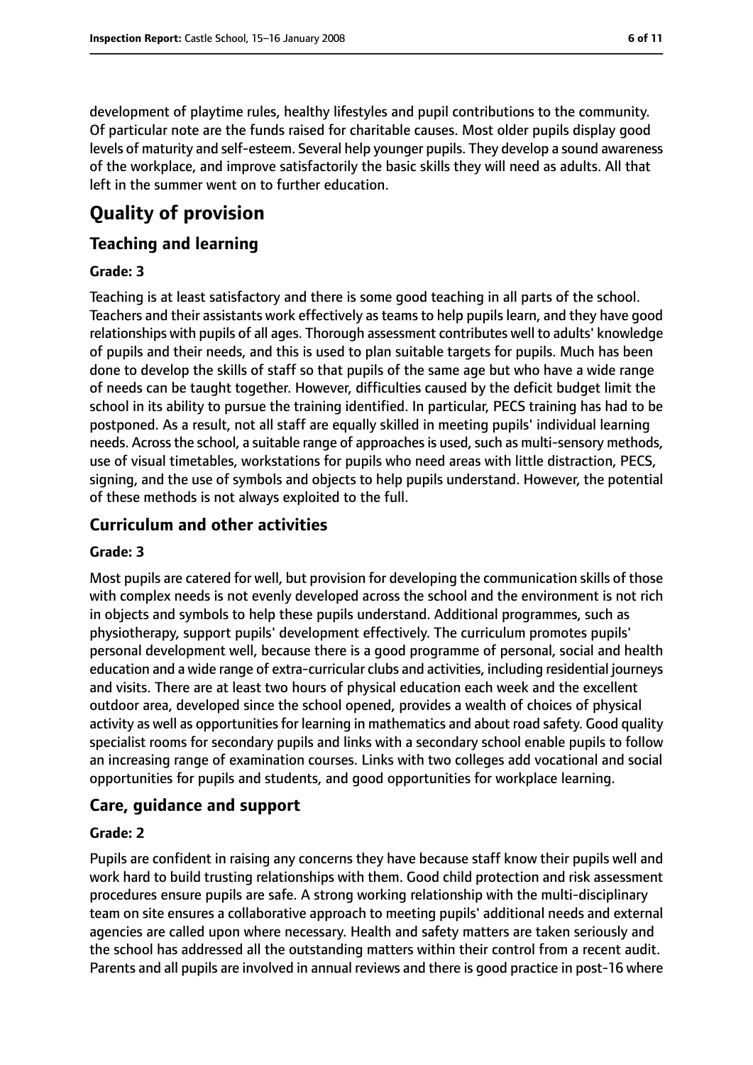development of playtime rules, healthy lifestyles and pupil contributions to the community. Of particular note are the funds raised for charitable causes. Most older pupils display good levels of maturity and self-esteem. Several help younger pupils. They develop a sound awareness of the workplace, and improve satisfactorily the basic skills they will need as adults. All that left in the summer went on to further education.

# Quality of provision

## Teaching and learning

### Grade: 3

Teaching is at least satisfactory and there is some good teaching in all parts of the school. Teachers and their assistants work effectively as teams to help pupils learn, and they have good relationships with pupils of all ages. Thorough assessment contributes well to adults' knowledge of pupils and their needs, and this is used to plan suitable targets for pupils. Much has been done to develop the skills of staff so that pupils of the same age but who have a wide range of needs can be taught together. However, difficulties caused by the deficit budget limit the school in its ability to pursue the training identified. In particular, PECS training has had to be postponed. As a result, not all staff are equally skilled in meeting pupils' individual learning needs. Across the school, a suitable range of approaches is used, such as multi-sensory methods, use of visual timetables, workstations for pupils who need areas with little distraction, PECS, signing, and the use of symbols and objects to help pupils understand. However, the potential of these methods is not always exploited to the full.

## Curriculum and other activities

### Grade: 3

Most pupils are catered for well, but provision for developing the communication skills of those with complex needs is not evenly developed across the school and the environment is not rich in objects and symbols to help these pupils understand. Additional programmes, such as physiotherapy, support pupils' development effectively. The curriculum promotes pupils' personal development well, because there is a good programme of personal, social and health education and a wide range of extra-curricular clubs and activities, including residential journeys and visits. There are at least two hours of physical education each week and the excellent outdoor area, developed since the school opened, provides a wealth of choices of physical activity as well as opportunities for learning in mathematics and about road safety. Good quality specialist rooms for secondary pupils and links with a secondary school enable pupils to follow an increasing range of examination courses. Links with two colleges add vocational and social opportunities for pupils and students, and good opportunities for workplace learning.

## Care, guidance and support

### Grade: 2

Pupils are confident in raising any concerns they have because staff know their pupils well and work hard to build trusting relationships with them. Good child protection and risk assessment procedures ensure pupils are safe. A strong working relationship with the multi-disciplinary team on site ensures a collaborative approach to meeting pupils' additional needs and external agencies are called upon where necessary. Health and safety matters are taken seriously and the school has addressed all the outstanding matters within their control from a recent audit. Parents and all pupils are involved in annual reviews and there is good practice in post-16 where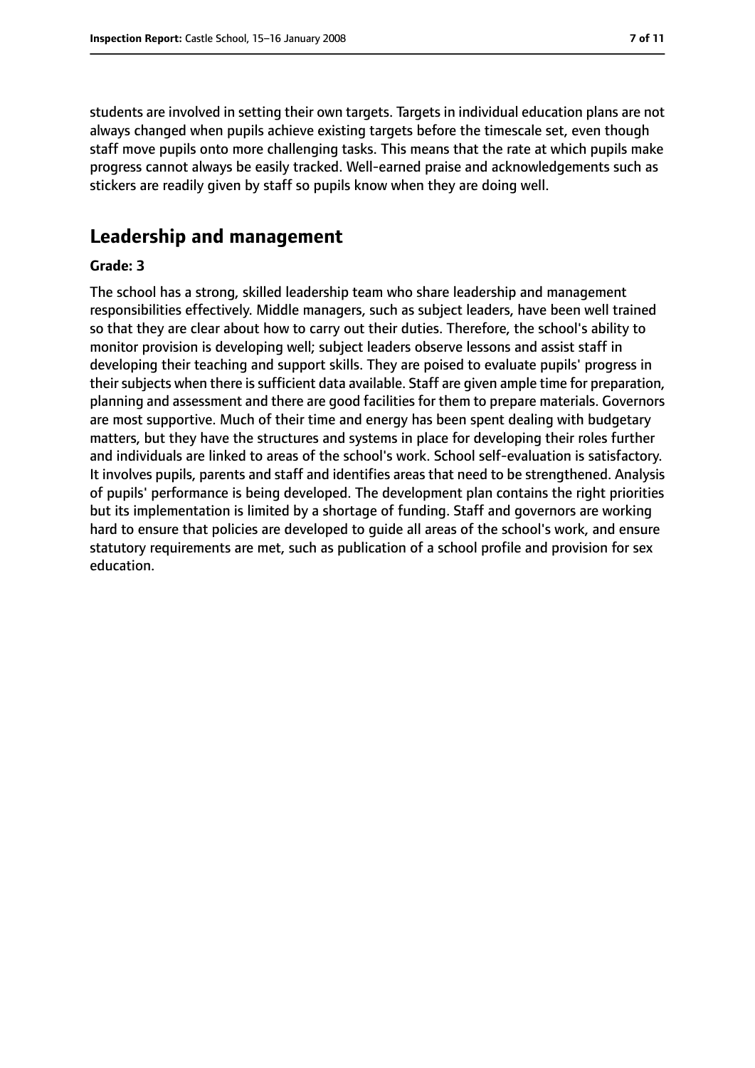students are involved in setting their own targets. Targets in individual education plans are not always changed when pupils achieve existing targets before the timescale set, even though staff move pupils onto more challenging tasks. This means that the rate at which pupils make progress cannot always be easily tracked. Well-earned praise and acknowledgements such as stickers are readily given by staff so pupils know when they are doing well.

## Leadership and management

**Grade: 3**

The school has a strong, skilled leadership team who share leadership and management responsibilities effectively. Middle managers, such as subject leaders, have been well trained so that they are clear about how to carry out their duties. Therefore, the school's ability to monitor provision is developing well; subject leaders observe lessons and assist staff in developing their teaching and support skills. They are poised to evaluate pupils' progress in their subjects when there is sufficient data available. Staff are given ample time for preparation, planning and assessment and there are good facilities for them to prepare materials. Governors are most supportive. Much of their time and energy has been spent dealing with budgetary matters, but they have the structures and systems in place for developing their roles further and individuals are linked to areas of the school's work. School self-evaluation is satisfactory. It involves pupils, parents and staff and identifies areas that need to be strengthened. Analysis of pupils' performance is being developed. The development plan contains the right priorities but its implementation is limited by a shortage of funding. Staff and governors are working hard to ensure that policies are developed to guide all areas of the school's work, and ensure statutory requirements are met, such as publication of a school profile and provision for sex education.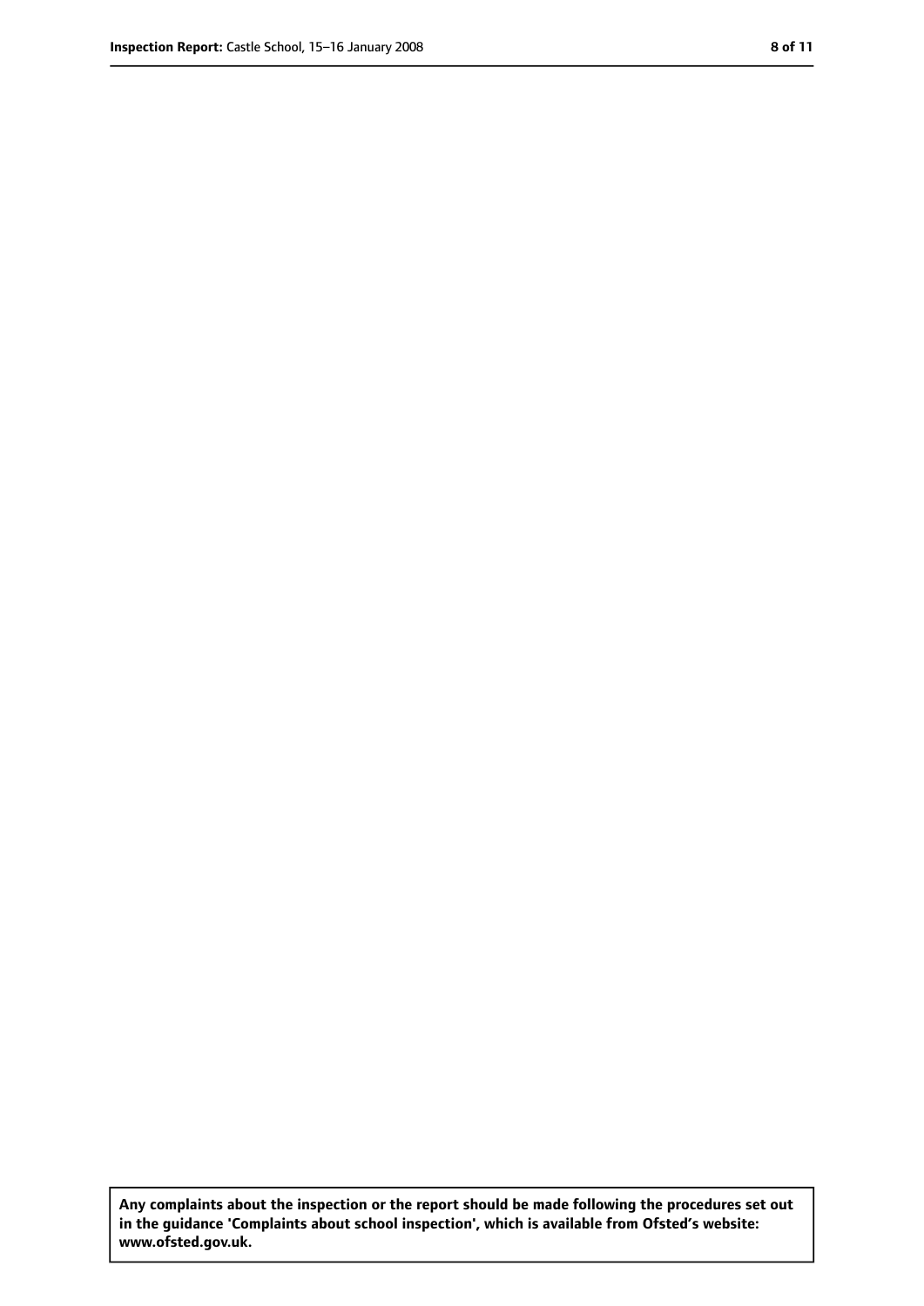**Any complaints about the inspection or the report should be made following the procedures set out in the guidance 'Complaints about school inspection', which is available from Ofsted's website: www.ofsted.gov.uk.**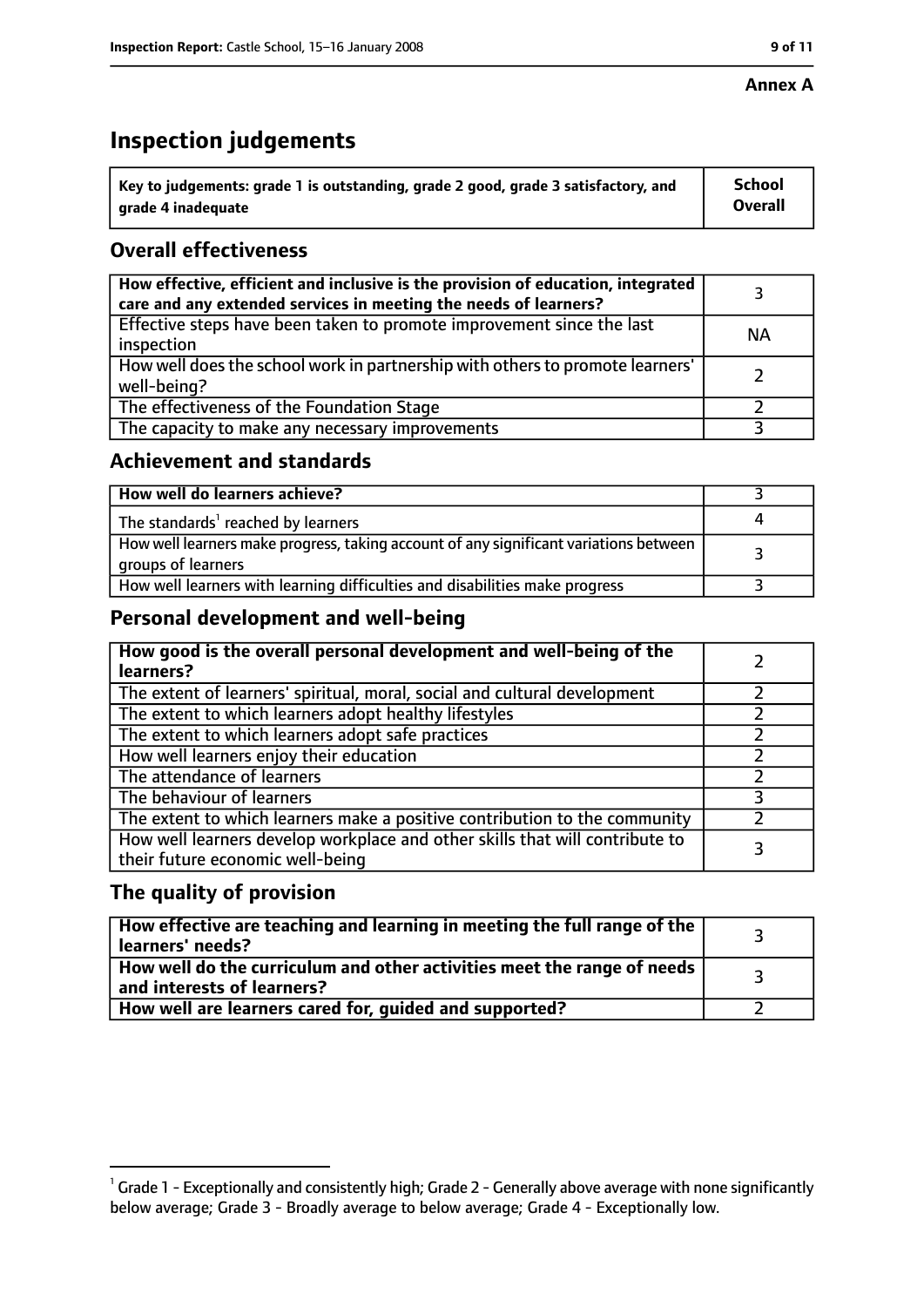**Annex A**

# Inspection judgements

| Key to judgements: grade 1 is outstanding, grade 2 good, grade 3 satisfactory, and grade 4 inadequate | School Overall |
| --- | --- |

## Overall effectiveness

| | |
| --- | --- |
| How effective, efficient and inclusive is the provision of education, integrated care and any extended services in meeting the needs of learners? | 3 |
| Effective steps have been taken to promote improvement since the last inspection | NA |
| How well does the school work in partnership with others to promote learners' well-being? | 2 |
| The effectiveness of the Foundation Stage | 2 |
| The capacity to make any necessary improvements | 3 |

## Achievement and standards

| | |
| --- | --- |
| **How well do learners achieve?** | 3 |
| The standards[1] reached by learners | 4 |
| How well learners make progress, taking account of any significant variations between groups of learners | 3 |
| How well learners with learning difficulties and disabilities make progress | 3 |

## Personal development and well-being

| | |
| --- | --- |
| **How good is the overall personal development and well-being of the learners?** | 2 |
| The extent of learners' spiritual, moral, social and cultural development | 2 |
| The extent to which learners adopt healthy lifestyles | 2 |
| The extent to which learners adopt safe practices | 2 |
| How well learners enjoy their education | 2 |
| The attendance of learners | 2 |
| The behaviour of learners | 3 |
| The extent to which learners make a positive contribution to the community | 2 |
| How well learners develop workplace and other skills that will contribute to their future economic well-being | 3 |

## The quality of provision

| | |
| --- | --- |
| **How effective are teaching and learning in meeting the full range of the learners' needs?** | 3 |
| **How well do the curriculum and other activities meet the range of needs and interests of learners?** | 3 |
| **How well are learners cared for, guided and supported?** | 2 |

[1] Grade 1 - Exceptionally and consistently high; Grade 2 - Generally above average with none significantly below average; Grade 3 - Broadly average to below average; Grade 4 - Exceptionally low.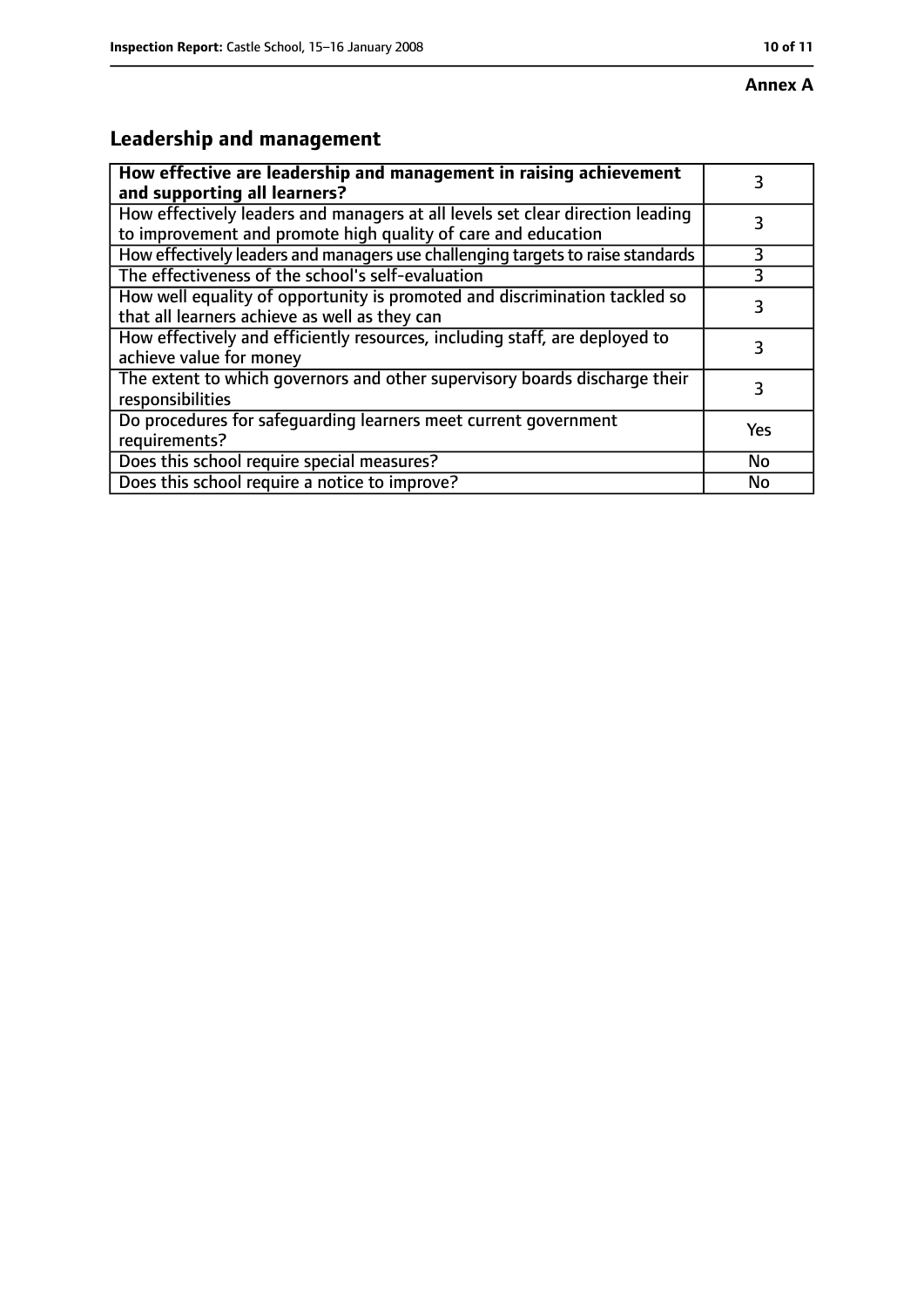**Annex A**

## Leadership and management

| **How effective are leadership and management in raising achievement and supporting all learners?** | 3 |
| --- | --- |
| How effectively leaders and managers at all levels set clear direction leading to improvement and promote high quality of care and education | 3 |
| How effectively leaders and managers use challenging targets to raise standards | 3 |
| The effectiveness of the school's self-evaluation | 3 |
| How well equality of opportunity is promoted and discrimination tackled so that all learners achieve as well as they can | 3 |
| How effectively and efficiently resources, including staff, are deployed to achieve value for money | 3 |
| The extent to which governors and other supervisory boards discharge their responsibilities | 3 |
| Do procedures for safeguarding learners meet current government requirements? | Yes |
| Does this school require special measures? | No |
| Does this school require a notice to improve? | No |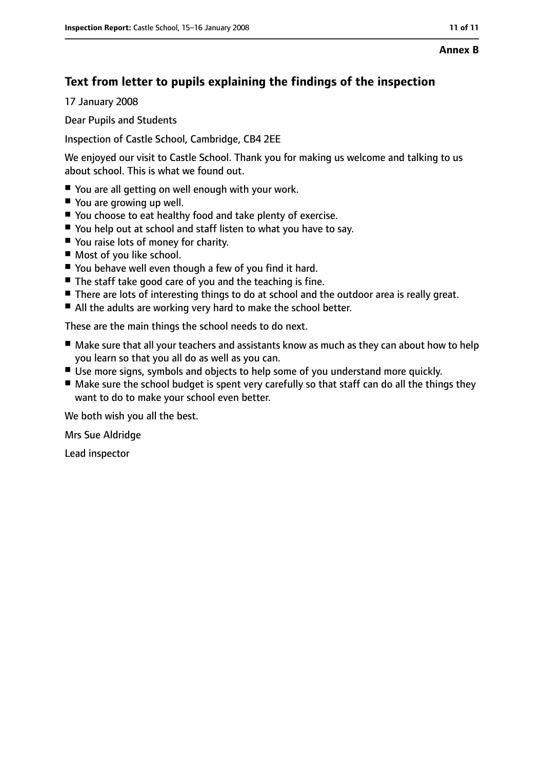**Annex B**

## Text from letter to pupils explaining the findings of the inspection

17 January 2008

Dear Pupils and Students

Inspection of Castle School, Cambridge, CB4 2EE

We enjoyed our visit to Castle School. Thank you for making us welcome and talking to us about school. This is what we found out.

- You are all getting on well enough with your work.
- You are growing up well.
- You choose to eat healthy food and take plenty of exercise.
- You help out at school and staff listen to what you have to say.
- You raise lots of money for charity.
- Most of you like school.
- You behave well even though a few of you find it hard.
- The staff take good care of you and the teaching is fine.
- There are lots of interesting things to do at school and the outdoor area is really great.
- All the adults are working very hard to make the school better.

These are the main things the school needs to do next.

- Make sure that all your teachers and assistants know as much as they can about how to help you learn so that you all do as well as you can.
- Use more signs, symbols and objects to help some of you understand more quickly.
- Make sure the school budget is spent very carefully so that staff can do all the things they want to do to make your school even better.

We both wish you all the best.

Mrs Sue Aldridge

Lead inspector